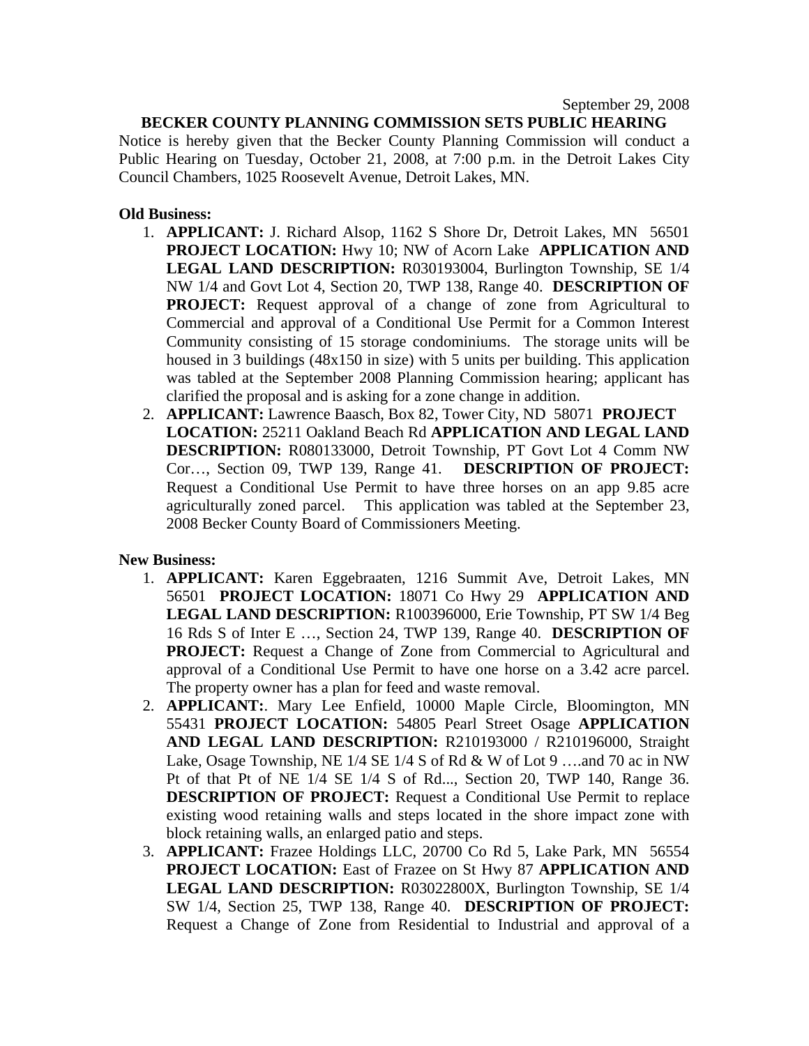September 29, 2008

**BECKER COUNTY PLANNING COMMISSION SETS PUBLIC HEARING**

Notice is hereby given that the Becker County Planning Commission will conduct a Public Hearing on Tuesday, October 21, 2008, at 7:00 p.m. in the Detroit Lakes City Council Chambers, 1025 Roosevelt Avenue, Detroit Lakes, MN.

**Old Business:**

1. **APPLICANT:** J. Richard Alsop, 1162 S Shore Dr, Detroit Lakes, MN 56501 **PROJECT LOCATION:** Hwy 10; NW of Acorn Lake **APPLICATION AND LEGAL LAND DESCRIPTION:** R030193004, Burlington Township, SE 1/4 NW 1/4 and Govt Lot 4, Section 20, TWP 138, Range 40. **DESCRIPTION OF PROJECT:** Request approval of a change of zone from Agricultural to Commercial and approval of a Conditional Use Permit for a Common Interest Community consisting of 15 storage condominiums. The storage units will be housed in 3 buildings (48x150 in size) with 5 units per building. This application was tabled at the September 2008 Planning Commission hearing; applicant has clarified the proposal and is asking for a zone change in addition.
2. **APPLICANT:** Lawrence Baasch, Box 82, Tower City, ND 58071 **PROJECT LOCATION:** 25211 Oakland Beach Rd **APPLICATION AND LEGAL LAND DESCRIPTION:** R080133000, Detroit Township, PT Govt Lot 4 Comm NW Cor…, Section 09, TWP 139, Range 41. **DESCRIPTION OF PROJECT:** Request a Conditional Use Permit to have three horses on an app 9.85 acre agriculturally zoned parcel. This application was tabled at the September 23, 2008 Becker County Board of Commissioners Meeting.

**New Business:**

1. **APPLICANT:** Karen Eggebraaten, 1216 Summit Ave, Detroit Lakes, MN 56501 **PROJECT LOCATION:** 18071 Co Hwy 29 **APPLICATION AND LEGAL LAND DESCRIPTION:** R100396000, Erie Township, PT SW 1/4 Beg 16 Rds S of Inter E …, Section 24, TWP 139, Range 40. **DESCRIPTION OF PROJECT:** Request a Change of Zone from Commercial to Agricultural and approval of a Conditional Use Permit to have one horse on a 3.42 acre parcel. The property owner has a plan for feed and waste removal.
2. **APPLICANT:**. Mary Lee Enfield, 10000 Maple Circle, Bloomington, MN 55431 **PROJECT LOCATION:** 54805 Pearl Street Osage **APPLICATION AND LEGAL LAND DESCRIPTION:** R210193000 / R210196000, Straight Lake, Osage Township, NE 1/4 SE 1/4 S of Rd & W of Lot 9 ….and 70 ac in NW Pt of that Pt of NE 1/4 SE 1/4 S of Rd..., Section 20, TWP 140, Range 36. **DESCRIPTION OF PROJECT:** Request a Conditional Use Permit to replace existing wood retaining walls and steps located in the shore impact zone with block retaining walls, an enlarged patio and steps.
3. **APPLICANT:** Frazee Holdings LLC, 20700 Co Rd 5, Lake Park, MN 56554 **PROJECT LOCATION:** East of Frazee on St Hwy 87 **APPLICATION AND LEGAL LAND DESCRIPTION:** R03022800X, Burlington Township, SE 1/4 SW 1/4, Section 25, TWP 138, Range 40. **DESCRIPTION OF PROJECT:** Request a Change of Zone from Residential to Industrial and approval of a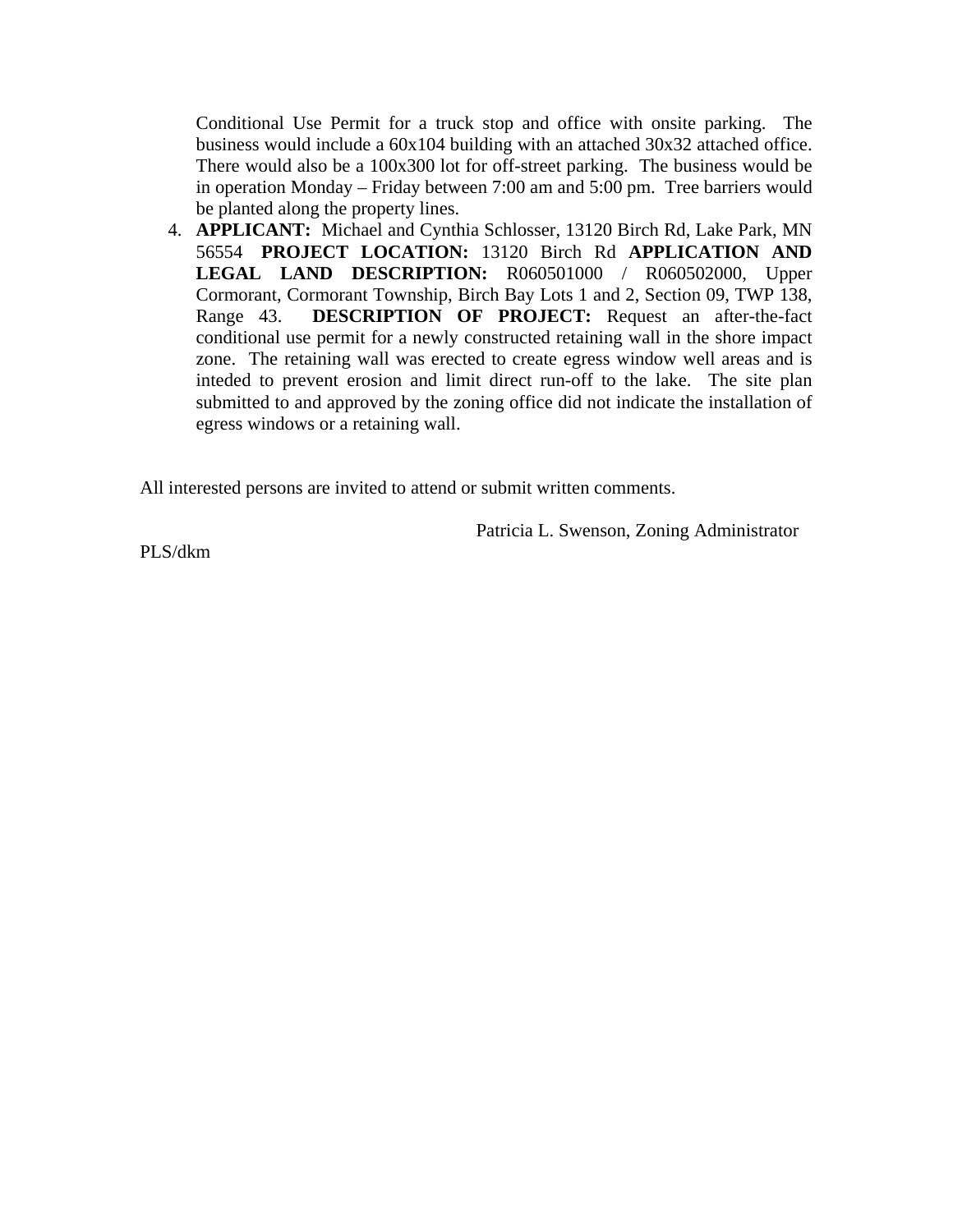Conditional Use Permit for a truck stop and office with onsite parking. The business would include a 60x104 building with an attached 30x32 attached office. There would also be a 100x300 lot for off-street parking. The business would be in operation Monday – Friday between 7:00 am and 5:00 pm. Tree barriers would be planted along the property lines.

4. **APPLICANT:** Michael and Cynthia Schlosser, 13120 Birch Rd, Lake Park, MN 56554 **PROJECT LOCATION:** 13120 Birch Rd **APPLICATION AND LEGAL LAND DESCRIPTION:** R060501000 / R060502000, Upper Cormorant, Cormorant Township, Birch Bay Lots 1 and 2, Section 09, TWP 138, Range 43. **DESCRIPTION OF PROJECT:** Request an after-the-fact conditional use permit for a newly constructed retaining wall in the shore impact zone. The retaining wall was erected to create egress window well areas and is inteded to prevent erosion and limit direct run-off to the lake. The site plan submitted to and approved by the zoning office did not indicate the installation of egress windows or a retaining wall.

All interested persons are invited to attend or submit written comments.

Patricia L. Swenson, Zoning Administrator

PLS/dkm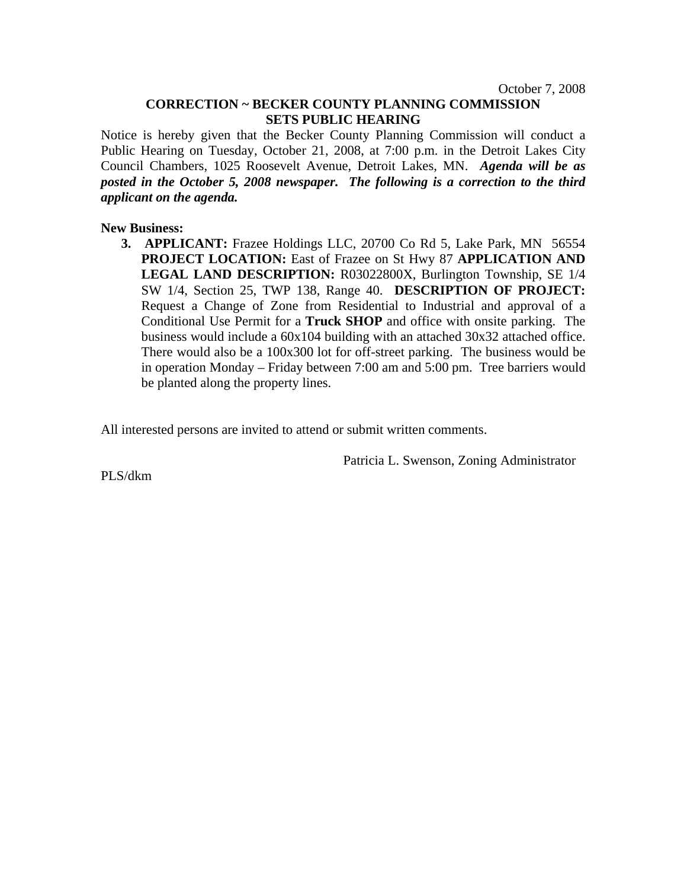October 7, 2008

**CORRECTION ~ BECKER COUNTY PLANNING COMMISSION**
**SETS PUBLIC HEARING**

Notice is hereby given that the Becker County Planning Commission will conduct a Public Hearing on Tuesday, October 21, 2008, at 7:00 p.m. in the Detroit Lakes City Council Chambers, 1025 Roosevelt Avenue, Detroit Lakes, MN. ***Agenda will be as posted in the October 5, 2008 newspaper. The following is a correction to the third applicant on the agenda.***

**New Business:**

3. **APPLICANT:** Frazee Holdings LLC, 20700 Co Rd 5, Lake Park, MN 56554 **PROJECT LOCATION:** East of Frazee on St Hwy 87 **APPLICATION AND LEGAL LAND DESCRIPTION:** R03022800X, Burlington Township, SE 1/4 SW 1/4, Section 25, TWP 138, Range 40. **DESCRIPTION OF PROJECT:** Request a Change of Zone from Residential to Industrial and approval of a Conditional Use Permit for a **Truck SHOP** and office with onsite parking. The business would include a 60x104 building with an attached 30x32 attached office. There would also be a 100x300 lot for off-street parking. The business would be in operation Monday – Friday between 7:00 am and 5:00 pm. Tree barriers would be planted along the property lines.

All interested persons are invited to attend or submit written comments.

Patricia L. Swenson, Zoning Administrator

PLS/dkm